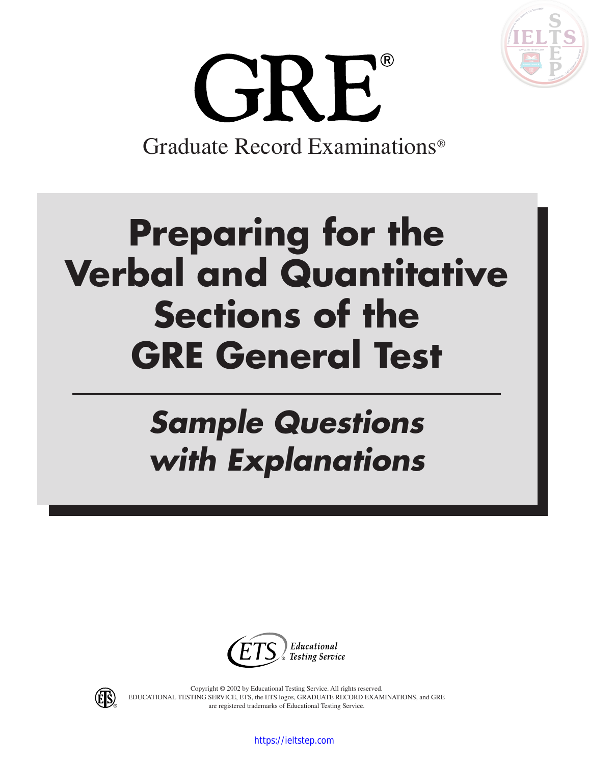# GRE®

Graduate Record Examinations®

# Preparing for the Verbal and Quantitative Sections of the GRE General Test

## *Sample Questions with Explanations*

ETS® Educational Testing Service

Copyright © 2002 by Educational Testing Service. All rights reserved.
EDUCATIONAL TESTING SERVICE, ETS, the ETS logos, GRADUATE RECORD EXAMINATIONS, and GRE are registered trademarks of Educational Testing Service.

https://ieltstep.com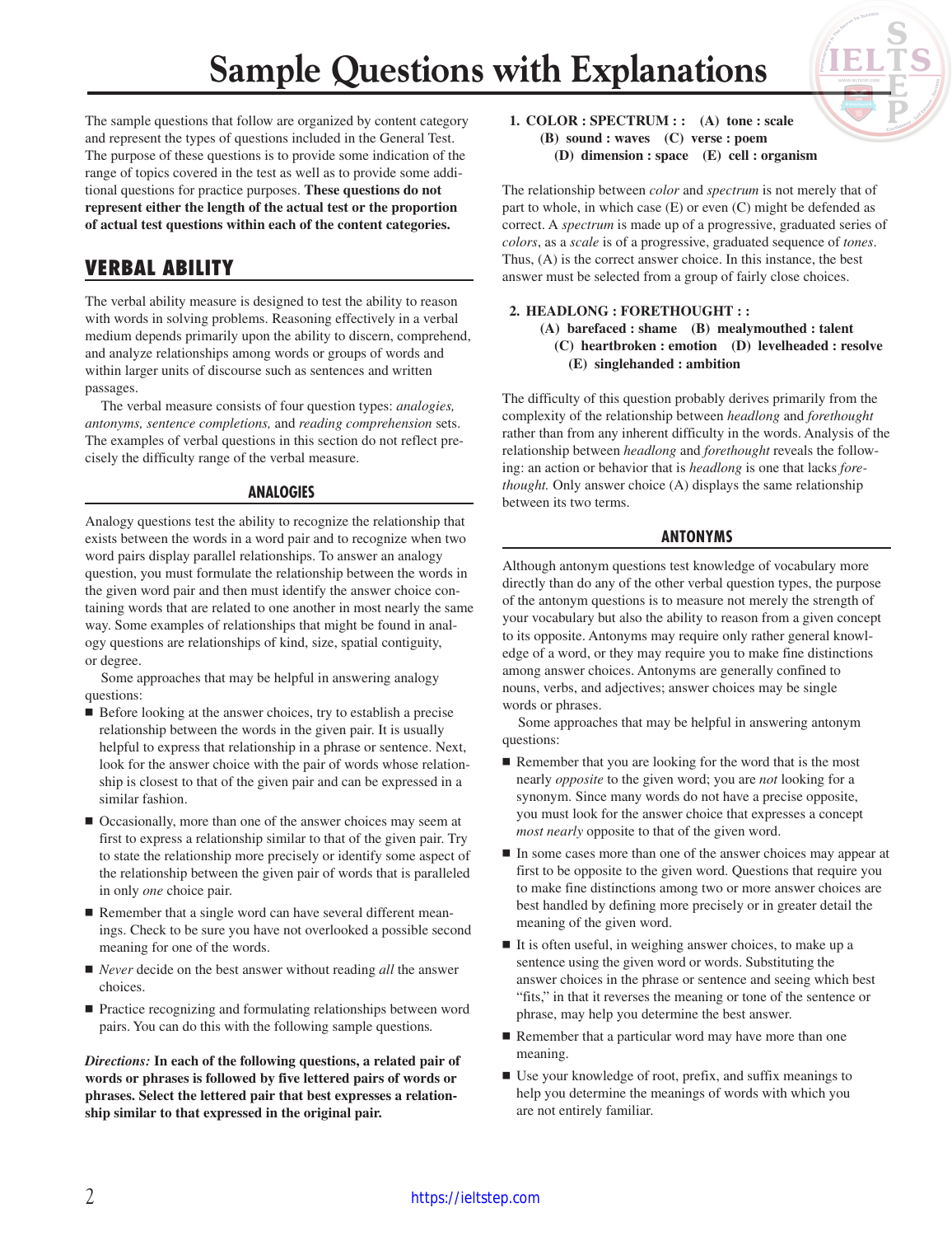# Sample Questions with Explanations

The sample questions that follow are organized by content category and represent the types of questions included in the General Test. The purpose of these questions is to provide some indication of the range of topics covered in the test as well as to provide some additional questions for practice purposes. **These questions do not represent either the length of the actual test or the proportion of actual test questions within each of the content categories.**

## VERBAL ABILITY

The verbal ability measure is designed to test the ability to reason with words in solving problems. Reasoning effectively in a verbal medium depends primarily upon the ability to discern, comprehend, and analyze relationships among words or groups of words and within larger units of discourse such as sentences and written passages.

The verbal measure consists of four question types: *analogies, antonyms, sentence completions,* and *reading comprehension* sets. The examples of verbal questions in this section do not reflect precisely the difficulty range of the verbal measure.

### ANALOGIES

Analogy questions test the ability to recognize the relationship that exists between the words in a word pair and to recognize when two word pairs display parallel relationships. To answer an analogy question, you must formulate the relationship between the words in the given word pair and then must identify the answer choice containing words that are related to one another in most nearly the same way. Some examples of relationships that might be found in analogy questions are relationships of kind, size, spatial contiguity, or degree.

Some approaches that may be helpful in answering analogy questions:

- Before looking at the answer choices, try to establish a precise relationship between the words in the given pair. It is usually helpful to express that relationship in a phrase or sentence. Next, look for the answer choice with the pair of words whose relationship is closest to that of the given pair and can be expressed in a similar fashion.
- Occasionally, more than one of the answer choices may seem at first to express a relationship similar to that of the given pair. Try to state the relationship more precisely or identify some aspect of the relationship between the given pair of words that is paralleled in only *one* choice pair.
- Remember that a single word can have several different meanings. Check to be sure you have not overlooked a possible second meaning for one of the words.
- *Never* decide on the best answer without reading *all* the answer choices.
- Practice recognizing and formulating relationships between word pairs. You can do this with the following sample questions.

***Directions:*** **In each of the following questions, a related pair of words or phrases is followed by five lettered pairs of words or phrases. Select the lettered pair that best expresses a relationship similar to that expressed in the original pair.**

**1. COLOR : SPECTRUM : :**
**(A) tone : scale**
**(B) sound : waves**
**(C) verse : poem**
**(D) dimension : space**
**(E) cell : organism**

The relationship between *color* and *spectrum* is not merely that of part to whole, in which case (E) or even (C) might be defended as correct. A *spectrum* is made up of a progressive, graduated series of *colors*, as a *scale* is of a progressive, graduated sequence of *tones*. Thus, (A) is the correct answer choice. In this instance, the best answer must be selected from a group of fairly close choices.

**2. HEADLONG : FORETHOUGHT : :**
**(A) barefaced : shame**
**(B) mealymouthed : talent**
**(C) heartbroken : emotion**
**(D) levelheaded : resolve**
**(E) singlehanded : ambition**

The difficulty of this question probably derives primarily from the complexity of the relationship between *headlong* and *forethought* rather than from any inherent difficulty in the words. Analysis of the relationship between *headlong* and *forethought* reveals the following: an action or behavior that is *headlong* is one that lacks *forethought.* Only answer choice (A) displays the same relationship between its two terms.

### ANTONYMS

Although antonym questions test knowledge of vocabulary more directly than do any of the other verbal question types, the purpose of the antonym questions is to measure not merely the strength of your vocabulary but also the ability to reason from a given concept to its opposite. Antonyms may require only rather general knowledge of a word, or they may require you to make fine distinctions among answer choices. Antonyms are generally confined to nouns, verbs, and adjectives; answer choices may be single words or phrases.

Some approaches that may be helpful in answering antonym questions:

- Remember that you are looking for the word that is the most nearly *opposite* to the given word; you are *not* looking for a synonym. Since many words do not have a precise opposite, you must look for the answer choice that expresses a concept *most nearly* opposite to that of the given word.
- In some cases more than one of the answer choices may appear at first to be opposite to the given word. Questions that require you to make fine distinctions among two or more answer choices are best handled by defining more precisely or in greater detail the meaning of the given word.
- It is often useful, in weighing answer choices, to make up a sentence using the given word or words. Substituting the answer choices in the phrase or sentence and seeing which best "fits," in that it reverses the meaning or tone of the sentence or phrase, may help you determine the best answer.
- Remember that a particular word may have more than one meaning.
- Use your knowledge of root, prefix, and suffix meanings to help you determine the meanings of words with which you are not entirely familiar.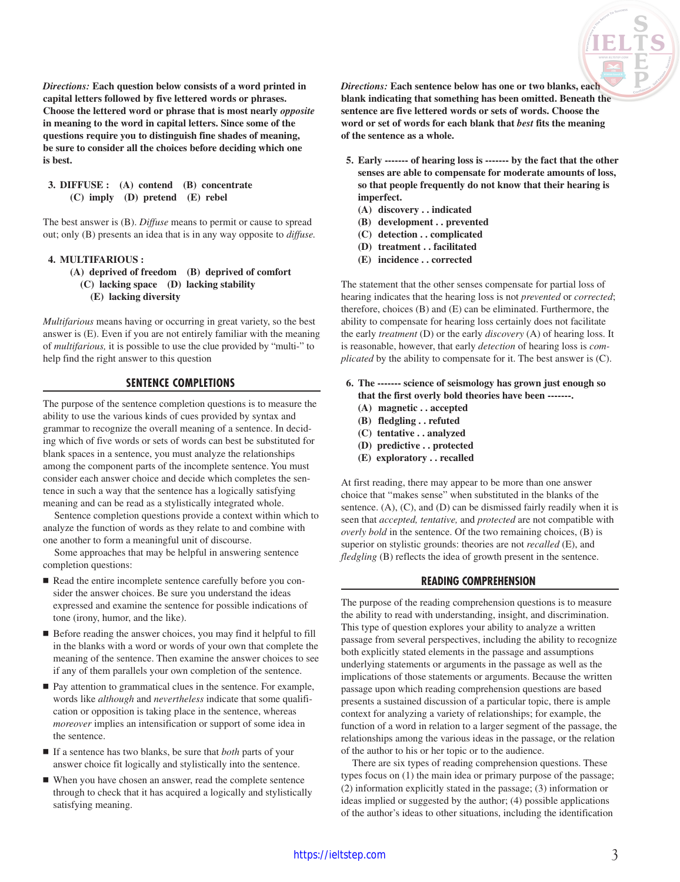*Directions:* **Each question below consists of a word printed in capital letters followed by five lettered words or phrases. Choose the lettered word or phrase that is most nearly *opposite* in meaning to the word in capital letters. Since some of the questions require you to distinguish fine shades of meaning, be sure to consider all the choices before deciding which one is best.**

**3. DIFFUSE : (A) contend (B) concentrate (C) imply (D) pretend (E) rebel**

The best answer is (B). *Diffuse* means to permit or cause to spread out; only (B) presents an idea that is in any way opposite to *diffuse.*

**4. MULTIFARIOUS :**
**(A) deprived of freedom (B) deprived of comfort**
**(C) lacking space (D) lacking stability**
**(E) lacking diversity**

*Multifarious* means having or occurring in great variety, so the best answer is (E). Even if you are not entirely familiar with the meaning of *multifarious,* it is possible to use the clue provided by "multi-" to help find the right answer to this question

## SENTENCE COMPLETIONS

The purpose of the sentence completion questions is to measure the ability to use the various kinds of cues provided by syntax and grammar to recognize the overall meaning of a sentence. In deciding which of five words or sets of words can best be substituted for blank spaces in a sentence, you must analyze the relationships among the component parts of the incomplete sentence. You must consider each answer choice and decide which completes the sentence in such a way that the sentence has a logically satisfying meaning and can be read as a stylistically integrated whole.

Sentence completion questions provide a context within which to analyze the function of words as they relate to and combine with one another to form a meaningful unit of discourse.

Some approaches that may be helpful in answering sentence completion questions:

- Read the entire incomplete sentence carefully before you consider the answer choices. Be sure you understand the ideas expressed and examine the sentence for possible indications of tone (irony, humor, and the like).
- Before reading the answer choices, you may find it helpful to fill in the blanks with a word or words of your own that complete the meaning of the sentence. Then examine the answer choices to see if any of them parallels your own completion of the sentence.
- Pay attention to grammatical clues in the sentence. For example, words like *although* and *nevertheless* indicate that some qualification or opposition is taking place in the sentence, whereas *moreover* implies an intensification or support of some idea in the sentence.
- If a sentence has two blanks, be sure that *both* parts of your answer choice fit logically and stylistically into the sentence.
- When you have chosen an answer, read the complete sentence through to check that it has acquired a logically and stylistically satisfying meaning.

*Directions:* **Each sentence below has one or two blanks, each blank indicating that something has been omitted. Beneath the sentence are five lettered words or sets of words. Choose the word or set of words for each blank that *best* fits the meaning of the sentence as a whole.**

**5. Early ------- of hearing loss is ------- by the fact that the other senses are able to compensate for moderate amounts of loss, so that people frequently do not know that their hearing is imperfect.**
**(A) discovery . . indicated**
**(B) development . . prevented**
**(C) detection . . complicated**
**(D) treatment . . facilitated**
**(E) incidence . . corrected**

The statement that the other senses compensate for partial loss of hearing indicates that the hearing loss is not *prevented* or *corrected*; therefore, choices (B) and (E) can be eliminated. Furthermore, the ability to compensate for hearing loss certainly does not facilitate the early *treatment* (D) or the early *discovery* (A) of hearing loss. It is reasonable, however, that early *detection* of hearing loss is *complicated* by the ability to compensate for it. The best answer is (C).

**6. The ------- science of seismology has grown just enough so that the first overly bold theories have been -------.**
**(A) magnetic . . accepted**
**(B) fledgling . . refuted**
**(C) tentative . . analyzed**
**(D) predictive . . protected**
**(E) exploratory . . recalled**

At first reading, there may appear to be more than one answer choice that "makes sense" when substituted in the blanks of the sentence. (A), (C), and (D) can be dismissed fairly readily when it is seen that *accepted, tentative,* and *protected* are not compatible with *overly bold* in the sentence. Of the two remaining choices, (B) is superior on stylistic grounds: theories are not *recalled* (E), and *fledgling* (B) reflects the idea of growth present in the sentence.

## READING COMPREHENSION

The purpose of the reading comprehension questions is to measure the ability to read with understanding, insight, and discrimination. This type of question explores your ability to analyze a written passage from several perspectives, including the ability to recognize both explicitly stated elements in the passage and assumptions underlying statements or arguments in the passage as well as the implications of those statements or arguments. Because the written passage upon which reading comprehension questions are based presents a sustained discussion of a particular topic, there is ample context for analyzing a variety of relationships; for example, the function of a word in relation to a larger segment of the passage, the relationships among the various ideas in the passage, or the relation of the author to his or her topic or to the audience.

There are six types of reading comprehension questions. These types focus on (1) the main idea or primary purpose of the passage; (2) information explicitly stated in the passage; (3) information or ideas implied or suggested by the author; (4) possible applications of the author's ideas to other situations, including the identification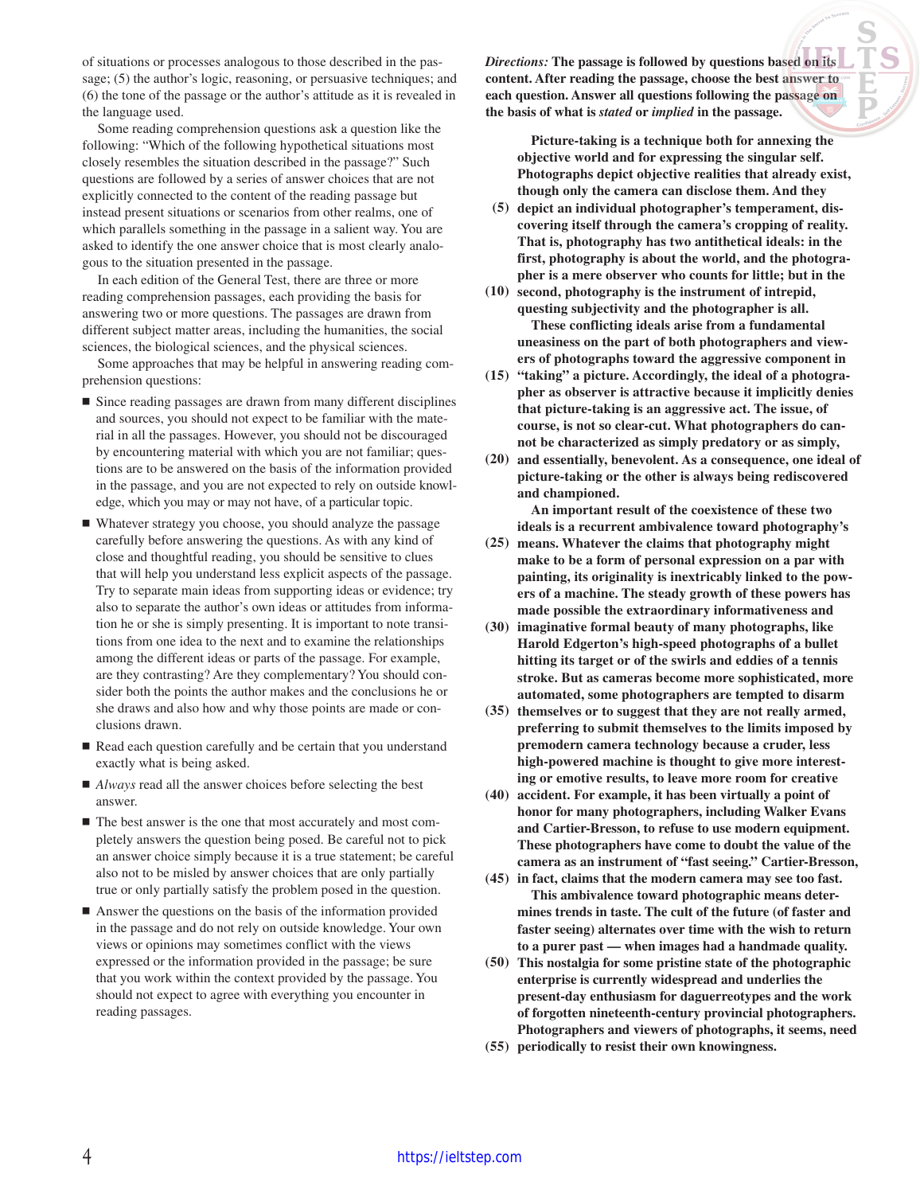of situations or processes analogous to those described in the passage; (5) the author's logic, reasoning, or persuasive techniques; and (6) the tone of the passage or the author's attitude as it is revealed in the language used.

Some reading comprehension questions ask a question like the following: "Which of the following hypothetical situations most closely resembles the situation described in the passage?" Such questions are followed by a series of answer choices that are not explicitly connected to the content of the reading passage but instead present situations or scenarios from other realms, one of which parallels something in the passage in a salient way. You are asked to identify the one answer choice that is most clearly analogous to the situation presented in the passage.

In each edition of the General Test, there are three or more reading comprehension passages, each providing the basis for answering two or more questions. The passages are drawn from different subject matter areas, including the humanities, the social sciences, the biological sciences, and the physical sciences.

Some approaches that may be helpful in answering reading comprehension questions:

- Since reading passages are drawn from many different disciplines and sources, you should not expect to be familiar with the material in all the passages. However, you should not be discouraged by encountering material with which you are not familiar; questions are to be answered on the basis of the information provided in the passage, and you are not expected to rely on outside knowledge, which you may or may not have, of a particular topic.
- Whatever strategy you choose, you should analyze the passage carefully before answering the questions. As with any kind of close and thoughtful reading, you should be sensitive to clues that will help you understand less explicit aspects of the passage. Try to separate main ideas from supporting ideas or evidence; try also to separate the author's own ideas or attitudes from information he or she is simply presenting. It is important to note transitions from one idea to the next and to examine the relationships among the different ideas or parts of the passage. For example, are they contrasting? Are they complementary? You should consider both the points the author makes and the conclusions he or she draws and also how and why those points are made or conclusions drawn.
- Read each question carefully and be certain that you understand exactly what is being asked.
- *Always* read all the answer choices before selecting the best answer.
- The best answer is the one that most accurately and most completely answers the question being posed. Be careful not to pick an answer choice simply because it is a true statement; be careful also not to be misled by answer choices that are only partially true or only partially satisfy the problem posed in the question.
- Answer the questions on the basis of the information provided in the passage and do not rely on outside knowledge. Your own views or opinions may sometimes conflict with the views expressed or the information provided in the passage; be sure that you work within the context provided by the passage. You should not expect to agree with everything you encounter in reading passages.

***Directions:* The passage is followed by questions based on its content. After reading the passage, choose the best answer to each question. Answer all questions following the passage on the basis of what is *stated* or *implied* in the passage.**

**Picture-taking is a technique both for annexing the objective world and for expressing the singular self. Photographs depict objective realities that already exist, though only the camera can disclose them. And they (5) depict an individual photographer's temperament, discovering itself through the camera's cropping of reality. That is, photography has two antithetical ideals: in the first, photography is about the world, and the photographer is a mere observer who counts for little; but in the (10) second, photography is the instrument of intrepid, questing subjectivity and the photographer is all.**

**These conflicting ideals arise from a fundamental uneasiness on the part of both photographers and viewers of photographs toward the aggressive component in (15) "taking" a picture. Accordingly, the ideal of a photographer as observer is attractive because it implicitly denies that picture-taking is an aggressive act. The issue, of course, is not so clear-cut. What photographers do cannot be characterized as simply predatory or as simply, (20) and essentially, benevolent. As a consequence, one ideal of picture-taking or the other is always being rediscovered and championed.**

**An important result of the coexistence of these two ideals is a recurrent ambivalence toward photography's (25) means. Whatever the claims that photography might make to be a form of personal expression on a par with painting, its originality is inextricably linked to the powers of a machine. The steady growth of these powers has made possible the extraordinary informativeness and (30) imaginative formal beauty of many photographs, like Harold Edgerton's high-speed photographs of a bullet hitting its target or of the swirls and eddies of a tennis stroke. But as cameras become more sophisticated, more automated, some photographers are tempted to disarm (35) themselves or to suggest that they are not really armed, preferring to submit themselves to the limits imposed by premodern camera technology because a cruder, less high-powered machine is thought to give more interesting or emotive results, to leave more room for creative (40) accident. For example, it has been virtually a point of honor for many photographers, including Walker Evans and Cartier-Bresson, to refuse to use modern equipment. These photographers have come to doubt the value of the camera as an instrument of "fast seeing." Cartier-Bresson, (45) in fact, claims that the modern camera may see too fast.**

**This ambivalence toward photographic means determines trends in taste. The cult of the future (of faster and faster seeing) alternates over time with the wish to return to a purer past — when images had a handmade quality. (50) This nostalgia for some pristine state of the photographic enterprise is currently widespread and underlies the present-day enthusiasm for daguerreotypes and the work of forgotten nineteenth-century provincial photographers. Photographers and viewers of photographs, it seems, need (55) periodically to resist their own knowingness.**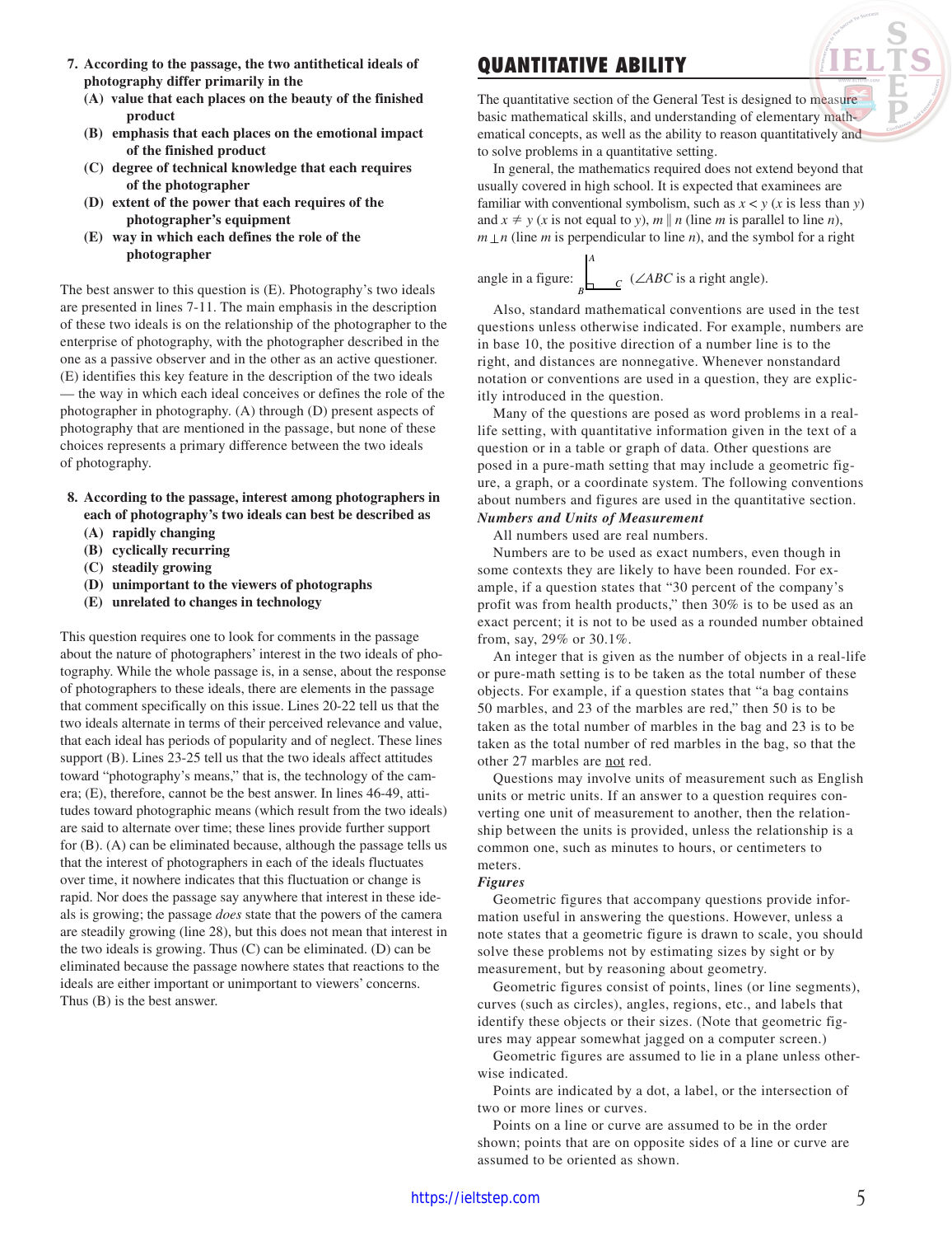7. **According to the passage, the two antithetical ideals of photography differ primarily in the**
   **(A) value that each places on the beauty of the finished product**
   **(B) emphasis that each places on the emotional impact of the finished product**
   **(C) degree of technical knowledge that each requires of the photographer**
   **(D) extent of the power that each requires of the photographer's equipment**
   **(E) way in which each defines the role of the photographer**

The best answer to this question is (E). Photography's two ideals are presented in lines 7-11. The main emphasis in the description of these two ideals is on the relationship of the photographer to the enterprise of photography, with the photographer described in the one as a passive observer and in the other as an active questioner. (E) identifies this key feature in the description of the two ideals — the way in which each ideal conceives or defines the role of the photographer in photography. (A) through (D) present aspects of photography that are mentioned in the passage, but none of these choices represents a primary difference between the two ideals of photography.

8. **According to the passage, interest among photographers in each of photography's two ideals can best be described as**
   **(A) rapidly changing**
   **(B) cyclically recurring**
   **(C) steadily growing**
   **(D) unimportant to the viewers of photographs**
   **(E) unrelated to changes in technology**

This question requires one to look for comments in the passage about the nature of photographers' interest in the two ideals of photography. While the whole passage is, in a sense, about the response of photographers to these ideals, there are elements in the passage that comment specifically on this issue. Lines 20-22 tell us that the two ideals alternate in terms of their perceived relevance and value, that each ideal has periods of popularity and of neglect. These lines support (B). Lines 23-25 tell us that the two ideals affect attitudes toward "photography's means," that is, the technology of the camera; (E), therefore, cannot be the best answer. In lines 46-49, attitudes toward photographic means (which result from the two ideals) are said to alternate over time; these lines provide further support for (B). (A) can be eliminated because, although the passage tells us that the interest of photographers in each of the ideals fluctuates over time, it nowhere indicates that this fluctuation or change is rapid. Nor does the passage say anywhere that interest in these ideals is growing; the passage *does* state that the powers of the camera are steadily growing (line 28), but this does not mean that interest in the two ideals is growing. Thus (C) can be eliminated. (D) can be eliminated because the passage nowhere states that reactions to the ideals are either important or unimportant to viewers' concerns. Thus (B) is the best answer.

## QUANTITATIVE ABILITY

The quantitative section of the General Test is designed to measure basic mathematical skills, and understanding of elementary mathematical concepts, as well as the ability to reason quantitatively and to solve problems in a quantitative setting.

In general, the mathematics required does not extend beyond that usually covered in high school. It is expected that examinees are familiar with conventional symbolism, such as $x < y$ ($x$ is less than $y$) and $x \neq y$ ($x$ is not equal to $y$), $m \parallel n$ (line $m$ is parallel to line $n$), $m \perp n$ (line $m$ is perpendicular to line $n$), and the symbol for a right angle in a figure: (∠$ABC$ is a right angle).

Also, standard mathematical conventions are used in the test questions unless otherwise indicated. For example, numbers are in base 10, the positive direction of a number line is to the right, and distances are nonnegative. Whenever nonstandard notation or conventions are used in a question, they are explicitly introduced in the question.

Many of the questions are posed as word problems in a real-life setting, with quantitative information given in the text of a question or in a table or graph of data. Other questions are posed in a pure-math setting that may include a geometric figure, a graph, or a coordinate system. The following conventions about numbers and figures are used in the quantitative section.

***Numbers and Units of Measurement***

All numbers used are real numbers.

Numbers are to be used as exact numbers, even though in some contexts they are likely to have been rounded. For example, if a question states that "30 percent of the company's profit was from health products," then 30% is to be used as an exact percent; it is not to be used as a rounded number obtained from, say, 29% or 30.1%.

An integer that is given as the number of objects in a real-life or pure-math setting is to be taken as the total number of these objects. For example, if a question states that "a bag contains 50 marbles, and 23 of the marbles are red," then 50 is to be taken as the total number of marbles in the bag and 23 is to be taken as the total number of red marbles in the bag, so that the other 27 marbles are not red.

Questions may involve units of measurement such as English units or metric units. If an answer to a question requires converting one unit of measurement to another, then the relationship between the units is provided, unless the relationship is a common one, such as minutes to hours, or centimeters to meters.

***Figures***

Geometric figures that accompany questions provide information useful in answering the questions. However, unless a note states that a geometric figure is drawn to scale, you should solve these problems not by estimating sizes by sight or by measurement, but by reasoning about geometry.

Geometric figures consist of points, lines (or line segments), curves (such as circles), angles, regions, etc., and labels that identify these objects or their sizes. (Note that geometric figures may appear somewhat jagged on a computer screen.)

Geometric figures are assumed to lie in a plane unless otherwise indicated.

Points are indicated by a dot, a label, or the intersection of two or more lines or curves.

Points on a line or curve are assumed to be in the order shown; points that are on opposite sides of a line or curve are assumed to be oriented as shown.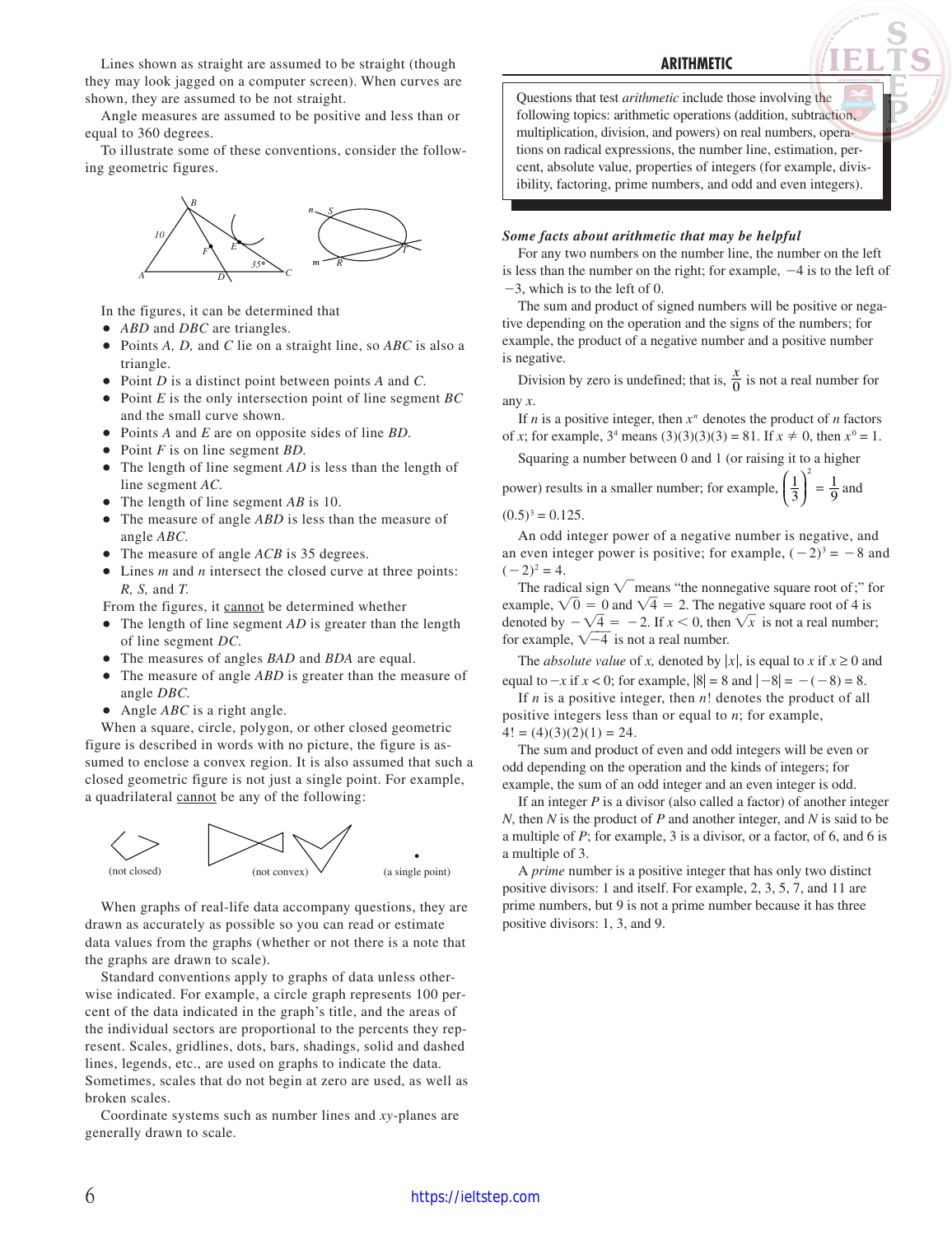Lines shown as straight are assumed to be straight (though they may look jagged on a computer screen). When curves are shown, they are assumed to be not straight.

Angle measures are assumed to be positive and less than or equal to 360 degrees.

To illustrate some of these conventions, consider the following geometric figures.

In the figures, it can be determined that

- *ABD* and *DBC* are triangles.
- Points *A, D,* and *C* lie on a straight line, so *ABC* is also a triangle.
- Point *D* is a distinct point between points *A* and *C*.
- Point *E* is the only intersection point of line segment *BC* and the small curve shown.
- Points *A* and *E* are on opposite sides of line *BD*.
- Point *F* is on line segment *BD*.
- The length of line segment *AD* is less than the length of line segment *AC*.
- The length of line segment *AB* is 10.
- The measure of angle *ABD* is less than the measure of angle *ABC*.
- The measure of angle *ACB* is 35 degrees.
- Lines *m* and *n* intersect the closed curve at three points: *R, S,* and *T*.

From the figures, it cannot be determined whether

- The length of line segment *AD* is greater than the length of line segment *DC*.
- The measures of angles *BAD* and *BDA* are equal.
- The measure of angle *ABD* is greater than the measure of angle *DBC*.
- Angle *ABC* is a right angle.

When a square, circle, polygon, or other closed geometric figure is described in words with no picture, the figure is assumed to enclose a convex region. It is also assumed that such a closed geometric figure is not just a single point. For example, a quadrilateral cannot be any of the following:

(not closed) (not convex) (a single point)

When graphs of real-life data accompany questions, they are drawn as accurately as possible so you can read or estimate data values from the graphs (whether or not there is a note that the graphs are drawn to scale).

Standard conventions apply to graphs of data unless otherwise indicated. For example, a circle graph represents 100 percent of the data indicated in the graph's title, and the areas of the individual sectors are proportional to the percents they represent. Scales, gridlines, dots, bars, shadings, solid and dashed lines, legends, etc., are used on graphs to indicate the data. Sometimes, scales that do not begin at zero are used, as well as broken scales.

Coordinate systems such as number lines and *xy*-planes are generally drawn to scale.

## ARITHMETIC

Questions that test *arithmetic* include those involving the following topics: arithmetic operations (addition, subtraction, multiplication, division, and powers) on real numbers, operations on radical expressions, the number line, estimation, percent, absolute value, properties of integers (for example, divisibility, factoring, prime numbers, and odd and even integers).

***Some facts about arithmetic that may be helpful***

For any two numbers on the number line, the number on the left is less than the number on the right; for example, $-4$ is to the left of $-3$, which is to the left of 0.

The sum and product of signed numbers will be positive or negative depending on the operation and the signs of the numbers; for example, the product of a negative number and a positive number is negative.

Division by zero is undefined; that is, $\frac{x}{0}$ is not a real number for any $x$.

If $n$ is a positive integer, then $x^n$ denotes the product of $n$ factors of $x$; for example, $3^4$ means $(3)(3)(3)(3) = 81$. If $x \neq 0$, then $x^0 = 1$.

Squaring a number between 0 and 1 (or raising it to a higher power) results in a smaller number; for example, $\left(\frac{1}{3}\right)^2 = \frac{1}{9}$ and $(0.5)^3 = 0.125$.

An odd integer power of a negative number is negative, and an even integer power is positive; for example, $(-2)^3 = -8$ and $(-2)^2 = 4$.

The radical sign $\sqrt{\ }$ means "the nonnegative square root of;" for example, $\sqrt{0} = 0$ and $\sqrt{4} = 2$. The negative square root of 4 is denoted by $-\sqrt{4} = -2$. If $x < 0$, then $\sqrt{x}$ is not a real number; for example, $\sqrt{-4}$ is not a real number.

The *absolute value* of $x$, denoted by $|x|$, is equal to $x$ if $x \geq 0$ and equal to $-x$ if $x < 0$; for example, $|8| = 8$ and $|-8| = -(-8) = 8$.

If $n$ is a positive integer, then $n!$ denotes the product of all positive integers less than or equal to $n$; for example, $4! = (4)(3)(2)(1) = 24$.

The sum and product of even and odd integers will be even or odd depending on the operation and the kinds of integers; for example, the sum of an odd integer and an even integer is odd.

If an integer $P$ is a divisor (also called a factor) of another integer $N$, then $N$ is the product of $P$ and another integer, and $N$ is said to be a multiple of $P$; for example, 3 is a divisor, or a factor, of 6, and 6 is a multiple of 3.

A *prime* number is a positive integer that has only two distinct positive divisors: 1 and itself. For example, 2, 3, 5, 7, and 11 are prime numbers, but 9 is not a prime number because it has three positive divisors: 1, 3, and 9.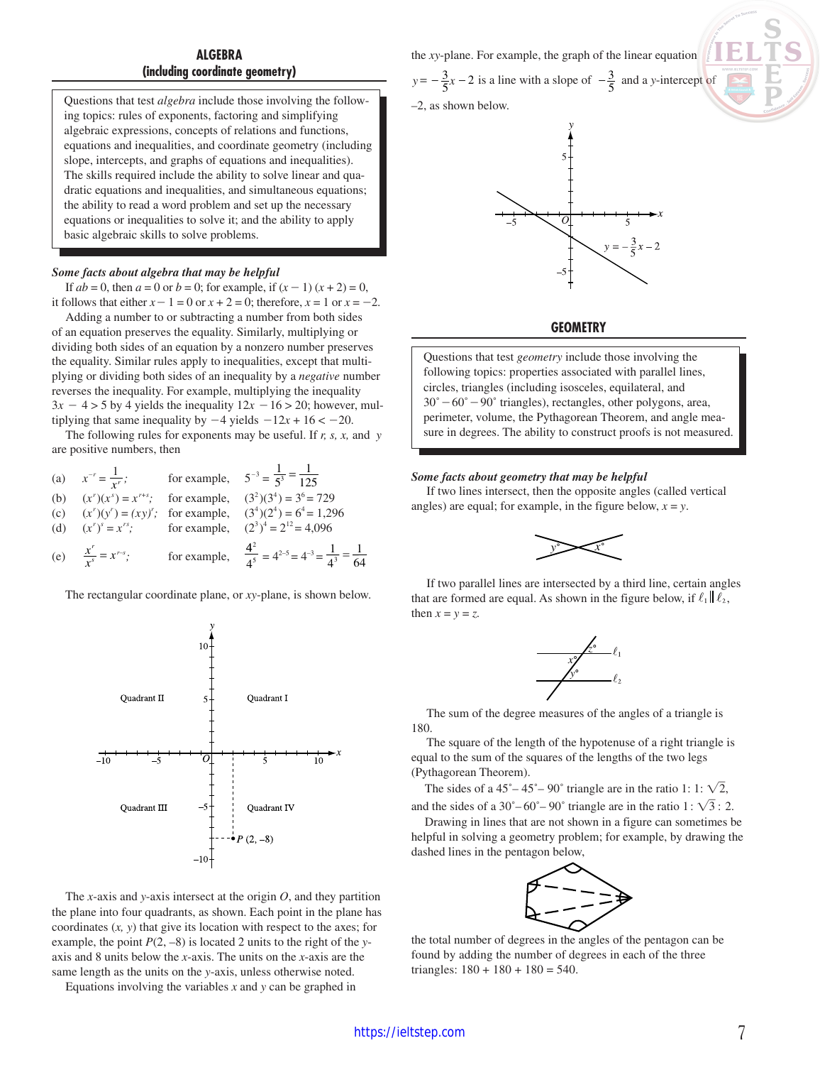## ALGEBRA
### (including coordinate geometry)

Questions that test *algebra* include those involving the following topics: rules of exponents, factoring and simplifying algebraic expressions, concepts of relations and functions, equations and inequalities, and coordinate geometry (including slope, intercepts, and graphs of equations and inequalities). The skills required include the ability to solve linear and quadratic equations and inequalities, and simultaneous equations; the ability to read a word problem and set up the necessary equations or inequalities to solve it; and the ability to apply basic algebraic skills to solve problems.

***Some facts about algebra that may be helpful***

If $ab = 0$, then $a = 0$ or $b = 0$; for example, if $(x - 1)(x + 2) = 0$, it follows that either $x - 1 = 0$ or $x + 2 = 0$; therefore, $x = 1$ or $x = -2$.

Adding a number to or subtracting a number from both sides of an equation preserves the equality. Similarly, multiplying or dividing both sides of an equation by a nonzero number preserves the equality. Similar rules apply to inequalities, except that multiplying or dividing both sides of an inequality by a *negative* number reverses the inequality. For example, multiplying the inequality $3x - 4 > 5$ by 4 yields the inequality $12x - 16 > 20$; however, multiplying that same inequality by $-4$ yields $-12x + 16 < -20$.

The following rules for exponents may be useful. If $r, s, x,$ and $y$ are positive numbers, then

(a) $x^{-r} = \dfrac{1}{x^r}$; for example, $5^{-3} = \dfrac{1}{5^3} = \dfrac{1}{125}$

(b) $(x^r)(x^s) = x^{r+s}$; for example, $(3^2)(3^4) = 3^6 = 729$

(c) $(x^r)(y^r) = (xy)^r$; for example, $(3^4)(2^4) = 6^4 = 1{,}296$

(d) $(x^r)^s = x^{rs}$; for example, $(2^3)^4 = 2^{12} = 4{,}096$

(e) $\dfrac{x^r}{x^s} = x^{r-s}$; for example, $\dfrac{4^2}{4^5} = 4^{2-5} = 4^{-3} = \dfrac{1}{4^3} = \dfrac{1}{64}$

The rectangular coordinate plane, or $xy$-plane, is shown below.

y
10
Quadrant II
5
Quadrant I
x
–10 –5 O 5 10
Quadrant III
–5
Quadrant IV
P (2, –8)
–10

The $x$-axis and $y$-axis intersect at the origin $O$, and they partition the plane into four quadrants, as shown. Each point in the plane has coordinates $(x, y)$ that give its location with respect to the axes; for example, the point $P(2, -8)$ is located 2 units to the right of the $y$-axis and 8 units below the $x$-axis. The units on the $x$-axis are the same length as the units on the $y$-axis, unless otherwise noted.

Equations involving the variables $x$ and $y$ can be graphed in the $xy$-plane. For example, the graph of the linear equation $y = -\frac{3}{5}x - 2$ is a line with a slope of $-\frac{3}{5}$ and a $y$-intercept of $-2$, as shown below.

y
5
x
–5 O 5
$y = -\frac{3}{5}x - 2$
–5

## GEOMETRY

Questions that test *geometry* include those involving the following topics: properties associated with parallel lines, circles, triangles (including isosceles, equilateral, and $30^\circ - 60^\circ - 90^\circ$ triangles), rectangles, other polygons, area, perimeter, volume, the Pythagorean Theorem, and angle measure in degrees. The ability to construct proofs is not measured.

***Some facts about geometry that may be helpful***

If two lines intersect, then the opposite angles (called vertical angles) are equal; for example, in the figure below, $x = y$.

y° x°

If two parallel lines are intersected by a third line, certain angles that are formed are equal. As shown in the figure below, if $\ell_1 \parallel \ell_2$, then $x = y = z$.

z° x° y° $\ell_1$ $\ell_2$

The sum of the degree measures of the angles of a triangle is 180.

The square of the length of the hypotenuse of a right triangle is equal to the sum of the squares of the lengths of the two legs (Pythagorean Theorem).

The sides of a $45^\circ - 45^\circ - 90^\circ$ triangle are in the ratio $1 : 1 : \sqrt{2}$, and the sides of a $30^\circ - 60^\circ - 90^\circ$ triangle are in the ratio $1 : \sqrt{3} : 2$.

Drawing in lines that are not shown in a figure can sometimes be helpful in solving a geometry problem; for example, by drawing the dashed lines in the pentagon below,

the total number of degrees in the angles of the pentagon can be found by adding the number of degrees in each of the three triangles: $180 + 180 + 180 = 540$.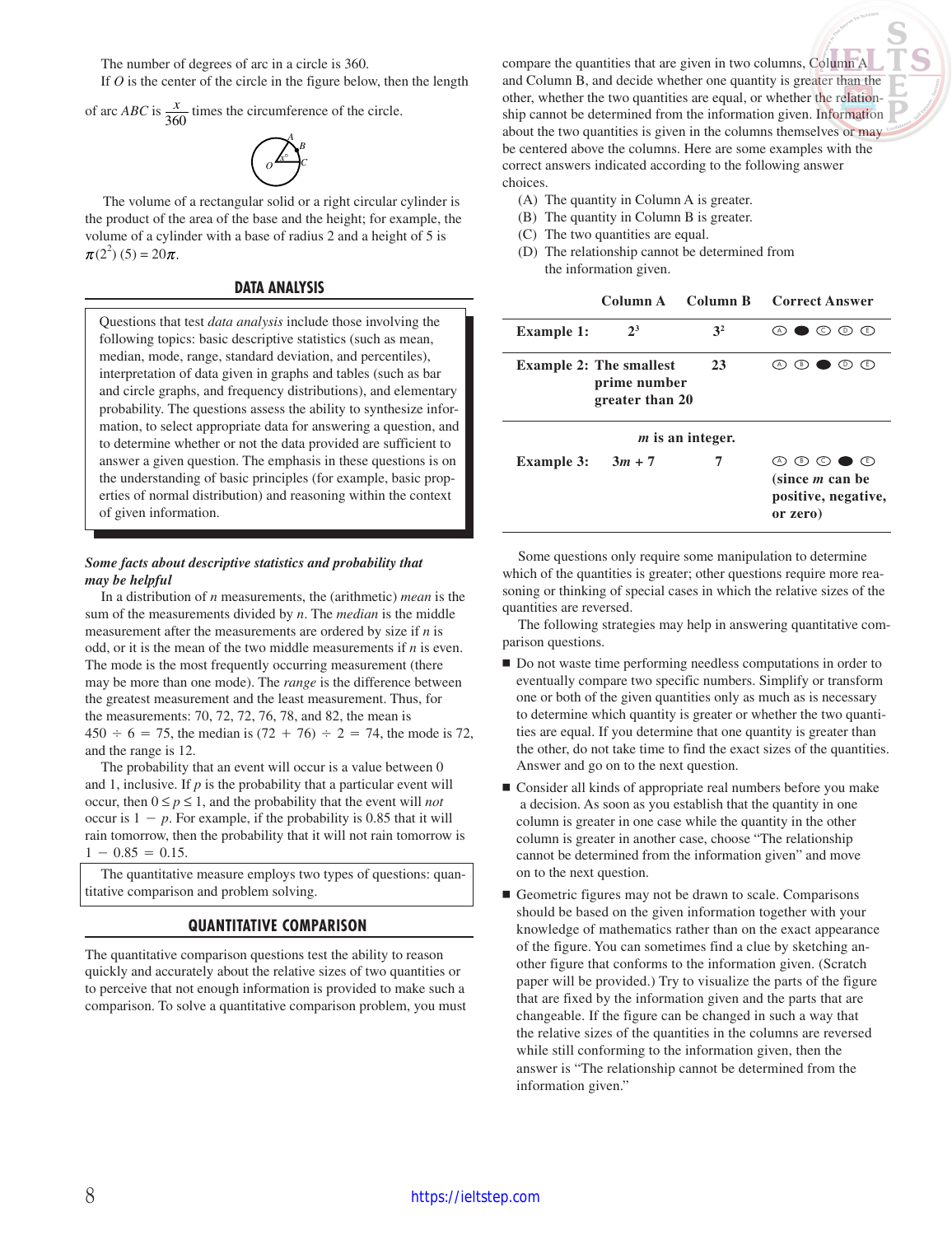The number of degrees of arc in a circle is 360.

If $O$ is the center of the circle in the figure below, then the length of arc $ABC$ is $\frac{x}{360}$ times the circumference of the circle.

A
B
C
O
x°

The volume of a rectangular solid or a right circular cylinder is the product of the area of the base and the height; for example, the volume of a cylinder with a base of radius 2 and a height of 5 is $\pi(2^2)(5) = 20\pi$.

## DATA ANALYSIS

Questions that test *data analysis* include those involving the following topics: basic descriptive statistics (such as mean, median, mode, range, standard deviation, and percentiles), interpretation of data given in graphs and tables (such as bar and circle graphs, and frequency distributions), and elementary probability. The questions assess the ability to synthesize information, to select appropriate data for answering a question, and to determine whether or not the data provided are sufficient to answer a given question. The emphasis in these questions is on the understanding of basic principles (for example, basic properties of normal distribution) and reasoning within the context of given information.

***Some facts about descriptive statistics and probability that may be helpful***

In a distribution of $n$ measurements, the (arithmetic) *mean* is the sum of the measurements divided by $n$. The *median* is the middle measurement after the measurements are ordered by size if $n$ is odd, or it is the mean of the two middle measurements if $n$ is even. The mode is the most frequently occurring measurement (there may be more than one mode). The *range* is the difference between the greatest measurement and the least measurement. Thus, for the measurements: 70, 72, 72, 76, 78, and 82, the mean is $450 \div 6 = 75$, the median is $(72 + 76) \div 2 = 74$, the mode is 72, and the range is 12.

The probability that an event will occur is a value between 0 and 1, inclusive. If $p$ is the probability that a particular event will occur, then $0 \le p \le 1$, and the probability that the event will *not* occur is $1 - p$. For example, if the probability is 0.85 that it will rain tomorrow, then the probability that it will not rain tomorrow is $1 - 0.85 = 0.15$.

The quantitative measure employs two types of questions: quantitative comparison and problem solving.

## QUANTITATIVE COMPARISON

The quantitative comparison questions test the ability to reason quickly and accurately about the relative sizes of two quantities or to perceive that not enough information is provided to make such a comparison. To solve a quantitative comparison problem, you must compare the quantities that are given in two columns, Column A and Column B, and decide whether one quantity is greater than the other, whether the two quantities are equal, or whether the relationship cannot be determined from the information given. Information about the two quantities is given in the columns themselves or may be centered above the columns. Here are some examples with the correct answers indicated according to the following answer choices.

(A) The quantity in Column A is greater.
(B) The quantity in Column B is greater.
(C) The two quantities are equal.
(D) The relationship cannot be determined from the information given.

| | Column A | Column B | Correct Answer |
|---|---|---|---|
| **Example 1:** | $2^3$ | $3^2$ | Ⓐ ● Ⓒ Ⓓ Ⓔ |
| **Example 2:** | **The smallest prime number greater than 20** | **23** | Ⓐ Ⓑ ● Ⓓ Ⓔ |
| | ***m* is an integer.** | | |
| **Example 3:** | $3m + 7$ | **7** | Ⓐ Ⓑ Ⓒ ● Ⓔ **(since *m* can be positive, negative, or zero)** |

Some questions only require some manipulation to determine which of the quantities is greater; other questions require more reasoning or thinking of special cases in which the relative sizes of the quantities are reversed.

The following strategies may help in answering quantitative comparison questions.

- Do not waste time performing needless computations in order to eventually compare two specific numbers. Simplify or transform one or both of the given quantities only as much as is necessary to determine which quantity is greater or whether the two quantities are equal. If you determine that one quantity is greater than the other, do not take time to find the exact sizes of the quantities. Answer and go on to the next question.
- Consider all kinds of appropriate real numbers before you make a decision. As soon as you establish that the quantity in one column is greater in one case while the quantity in the other column is greater in another case, choose “The relationship cannot be determined from the information given” and move on to the next question.
- Geometric figures may not be drawn to scale. Comparisons should be based on the given information together with your knowledge of mathematics rather than on the exact appearance of the figure. You can sometimes find a clue by sketching another figure that conforms to the information given. (Scratch paper will be provided.) Try to visualize the parts of the figure that are fixed by the information given and the parts that are changeable. If the figure can be changed in such a way that the relative sizes of the quantities in the columns are reversed while still conforming to the information given, then the answer is “The relationship cannot be determined from the information given.”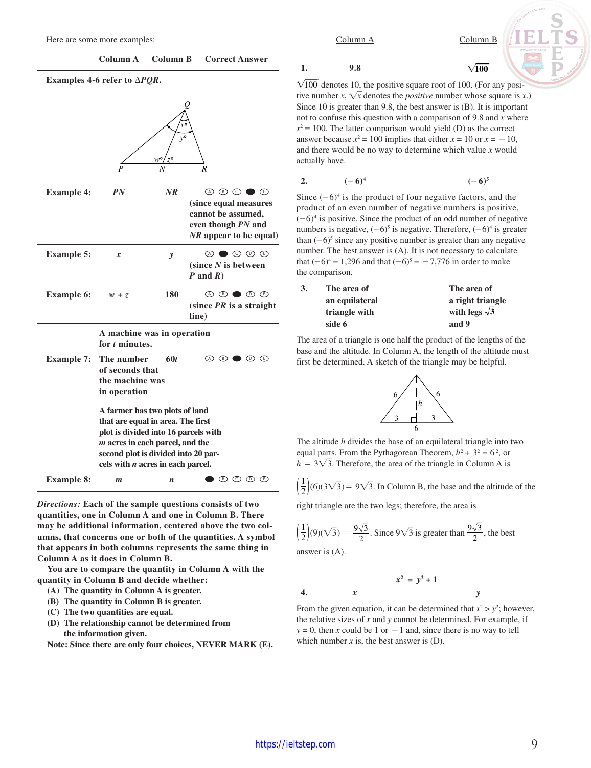Here are some more examples:

| | Column A | Column B | Correct Answer |
|---|---|---|---|
| **Examples 4-6 refer to $\Delta PQR$.** | | | |
| **Example 4:** | $PN$ | $NR$ | Ⓐ Ⓑ Ⓒ ● Ⓔ (since equal measures cannot be assumed, even though $PN$ and $NR$ appear to be equal) |
| **Example 5:** | $x$ | $y$ | Ⓐ ● Ⓒ Ⓓ Ⓔ (since $N$ is between $P$ and $R$) |
| **Example 6:** | $w + z$ | 180 | Ⓐ Ⓑ ● Ⓓ Ⓔ (since $PR$ is a straight line) |
| | **A machine was in operation for $t$ minutes.** | | |
| **Example 7:** | The number of seconds that the machine was in operation | $60t$ | Ⓐ Ⓑ ● Ⓓ Ⓔ |
| | **A farmer has two plots of land that are equal in area. The first plot is divided into 16 parcels with $m$ acres in each parcel, and the second plot is divided into 20 parcels with $n$ acres in each parcel.** | | |
| **Example 8:** | $m$ | $n$ | ● Ⓑ Ⓒ Ⓓ Ⓔ |

Q

$x°$

$y°$

$w°$ $z°$

P N R

***Directions:*** **Each of the sample questions consists of two quantities, one in Column A and one in Column B. There may be additional information, centered above the two columns, that concerns one or both of the quantities. A symbol that appears in both columns represents the same thing in Column A as it does in Column B.**

**You are to compare the quantity in Column A with the quantity in Column B and decide whether:**

- **(A) The quantity in Column A is greater.**
- **(B) The quantity in Column B is greater.**
- **(C) The two quantities are equal.**
- **(D) The relationship cannot be determined from the information given.**

**Note: Since there are only four choices, NEVER MARK (E).**

| | Column A | Column B |
|---|---|---|
| **1.** | **9.8** | $\sqrt{100}$ |

$\sqrt{100}$ denotes 10, the positive square root of 100. (For any positive number $x$, $\sqrt{x}$ denotes the *positive* number whose square is $x$.) Since 10 is greater than 9.8, the best answer is (B). It is important not to confuse this question with a comparison of 9.8 and $x$ where $x^2 = 100$. The latter comparison would yield (D) as the correct answer because $x^2 = 100$ implies that either $x = 10$ or $x = -10$, and there would be no way to determine which value $x$ would actually have.

| | | |
|---|---|---|
| **2.** | $(-6)^4$ | $(-6)^5$ |

Since $(-6)^4$ is the product of four negative factors, and the product of an even number of negative numbers is positive, $(-6)^4$ is positive. Since the product of an odd number of negative numbers is negative, $(-6)^5$ is negative. Therefore, $(-6)^4$ is greater than $(-6)^5$ since any positive number is greater than any negative number. The best answer is (A). It is not necessary to calculate that $(-6)^4 = 1{,}296$ and that $(-6)^5 = -7{,}776$ in order to make the comparison.

| | | |
|---|---|---|
| **3.** | **The area of an equilateral triangle with side 6** | **The area of a right triangle with legs $\sqrt{3}$ and 9** |

The area of a triangle is one half the product of the lengths of the base and the altitude. In Column A, the length of the altitude must first be determined. A sketch of the triangle may be helpful.

6 6

$h$

3 3

6

The altitude $h$ divides the base of an equilateral triangle into two equal parts. From the Pythagorean Theorem, $h^2 + 3^2 = 6^2$, or $h = 3\sqrt{3}$. Therefore, the area of the triangle in Column A is

$\left(\frac{1}{2}\right)(6)(3\sqrt{3}) = 9\sqrt{3}$. In Column B, the base and the altitude of the right triangle are the two legs; therefore, the area is

$\left(\frac{1}{2}\right)(9)(\sqrt{3}) = \frac{9\sqrt{3}}{2}$. Since $9\sqrt{3}$ is greater than $\frac{9\sqrt{3}}{2}$, the best answer is (A).

$$x^2 = y^2 + 1$$

| | | |
|---|---|---|
| **4.** | $x$ | $y$ |

From the given equation, it can be determined that $x^2 > y^2$; however, the relative sizes of $x$ and $y$ cannot be determined. For example, if $y = 0$, then $x$ could be 1 or $-1$ and, since there is no way to tell which number $x$ is, the best answer is (D).

https://ieltstep.com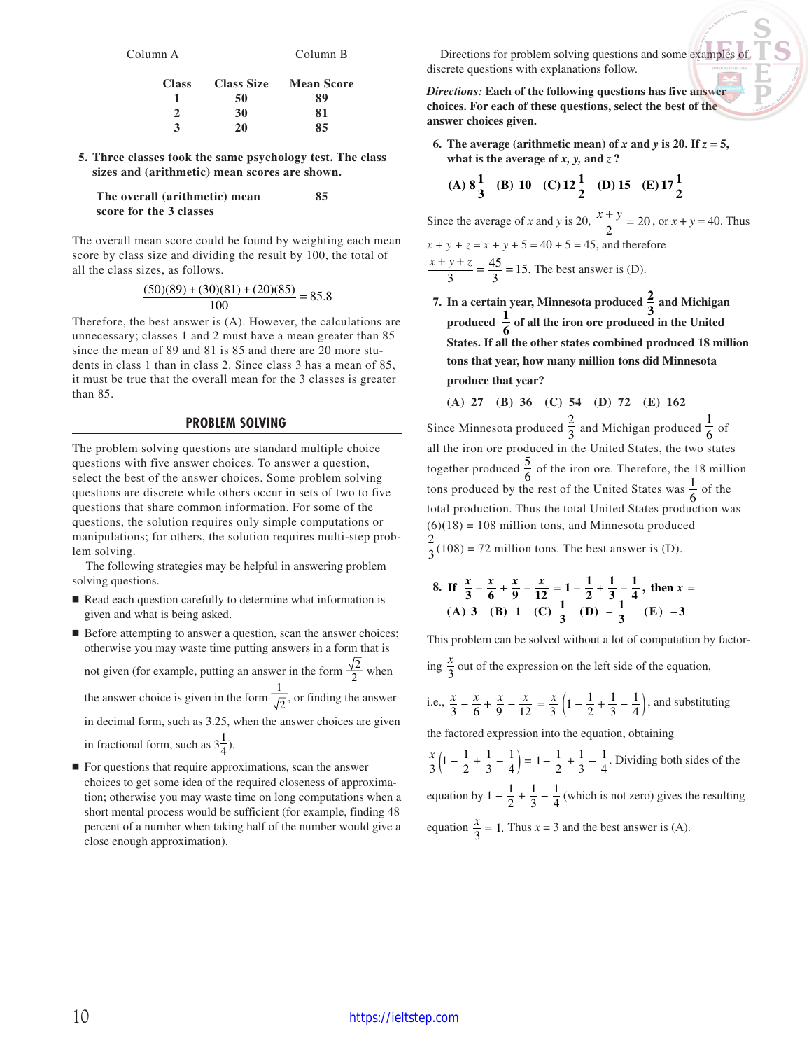| Column A | | Column B |
|---|---|---|
| Class | Class Size | Mean Score |
| 1 | 50 | 89 |
| 2 | 30 | 81 |
| 3 | 20 | 85 |

**5. Three classes took the same psychology test. The class sizes and (arithmetic) mean scores are shown.**

| | |
|---|---|
| **The overall (arithmetic) mean score for the 3 classes** | **85** |

The overall mean score could be found by weighting each mean score by class size and dividing the result by 100, the total of all the class sizes, as follows.

$$\frac{(50)(89)+(30)(81)+(20)(85)}{100} = 85.8$$

Therefore, the best answer is (A). However, the calculations are unnecessary; classes 1 and 2 must have a mean greater than 85 since the mean of 89 and 81 is 85 and there are 20 more students in class 1 than in class 2. Since class 3 has a mean of 85, it must be true that the overall mean for the 3 classes is greater than 85.

## PROBLEM SOLVING

The problem solving questions are standard multiple choice questions with five answer choices. To answer a question, select the best of the answer choices. Some problem solving questions are discrete while others occur in sets of two to five questions that share common information. For some of the questions, the solution requires only simple computations or manipulations; for others, the solution requires multi-step problem solving.

The following strategies may be helpful in answering problem solving questions.

- Read each question carefully to determine what information is given and what is being asked.
- Before attempting to answer a question, scan the answer choices; otherwise you may waste time putting answers in a form that is not given (for example, putting an answer in the form $\frac{\sqrt{2}}{2}$ when the answer choice is given in the form $\frac{1}{\sqrt{2}}$, or finding the answer in decimal form, such as 3.25, when the answer choices are given in fractional form, such as $3\frac{1}{4}$).
- For questions that require approximations, scan the answer choices to get some idea of the required closeness of approximation; otherwise you may waste time on long computations when a short mental process would be sufficient (for example, finding 48 percent of a number when taking half of the number would give a close enough approximation).

Directions for problem solving questions and some examples of discrete questions with explanations follow.

*Directions:* **Each of the following questions has five answer choices. For each of these questions, select the best of the answer choices given.**

**6. The average (arithmetic mean) of $x$ and $y$ is 20. If $z = 5$, what is the average of $x, y,$ and $z$?**

**(A) $8\frac{1}{3}$ (B) 10 (C) $12\frac{1}{2}$ (D) 15 (E) $17\frac{1}{2}$**

Since the average of $x$ and $y$ is 20, $\frac{x+y}{2} = 20$, or $x + y = 40$. Thus $x + y + z = x + y + 5 = 40 + 5 = 45$, and therefore $\frac{x+y+z}{3} = \frac{45}{3} = 15$. The best answer is (D).

**7. In a certain year, Minnesota produced $\frac{2}{3}$ and Michigan produced $\frac{1}{6}$ of all the iron ore produced in the United States. If all the other states combined produced 18 million tons that year, how many million tons did Minnesota produce that year?**

**(A) 27 (B) 36 (C) 54 (D) 72 (E) 162**

Since Minnesota produced $\frac{2}{3}$ and Michigan produced $\frac{1}{6}$ of all the iron ore produced in the United States, the two states together produced $\frac{5}{6}$ of the iron ore. Therefore, the 18 million tons produced by the rest of the United States was $\frac{1}{6}$ of the total production. Thus the total United States production was $(6)(18) = 108$ million tons, and Minnesota produced $\frac{2}{3}(108) = 72$ million tons. The best answer is (D).

**8. If $\frac{x}{3} - \frac{x}{6} + \frac{x}{9} - \frac{x}{12} = 1 - \frac{1}{2} + \frac{1}{3} - \frac{1}{4}$, then $x =$**

**(A) 3 (B) 1 (C) $\frac{1}{3}$ (D) $-\frac{1}{3}$ (E) $-3$**

This problem can be solved without a lot of computation by factoring $\frac{x}{3}$ out of the expression on the left side of the equation, i.e., $\frac{x}{3} - \frac{x}{6} + \frac{x}{9} - \frac{x}{12} = \frac{x}{3}\left(1 - \frac{1}{2} + \frac{1}{3} - \frac{1}{4}\right)$, and substituting the factored expression into the equation, obtaining $\frac{x}{3}\left(1 - \frac{1}{2} + \frac{1}{3} - \frac{1}{4}\right) = 1 - \frac{1}{2} + \frac{1}{3} - \frac{1}{4}$. Dividing both sides of the equation by $1 - \frac{1}{2} + \frac{1}{3} - \frac{1}{4}$ (which is not zero) gives the resulting equation $\frac{x}{3} = 1$. Thus $x = 3$ and the best answer is (A).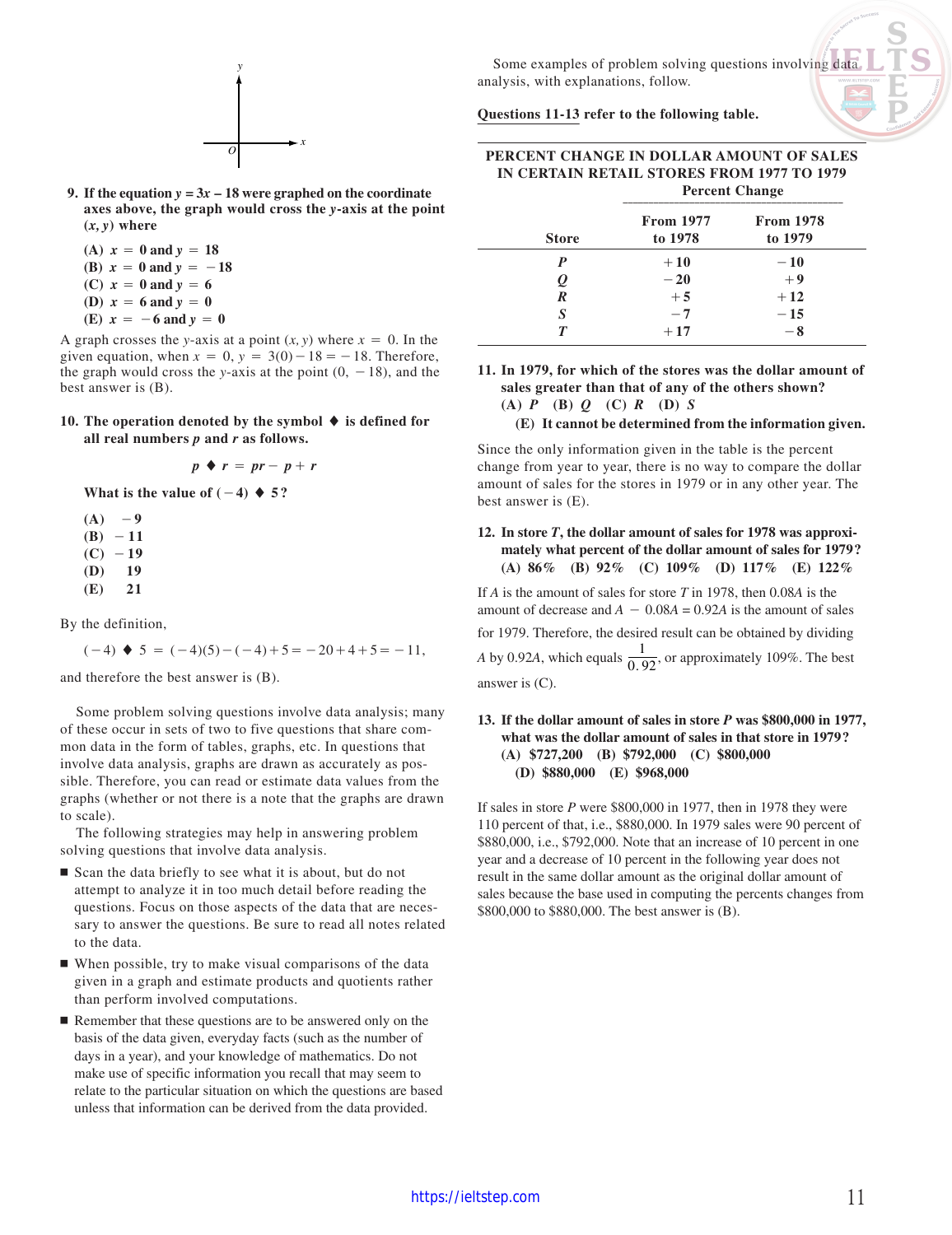y

O x

**9. If the equation $y = 3x - 18$ were graphed on the coordinate axes above, the graph would cross the $y$-axis at the point $(x, y)$ where**

**(A)** $x = 0$ and $y = 18$
**(B)** $x = 0$ and $y = -18$
**(C)** $x = 0$ and $y = 6$
**(D)** $x = 6$ and $y = 0$
**(E)** $x = -6$ and $y = 0$

A graph crosses the $y$-axis at a point $(x, y)$ where $x = 0$. In the given equation, when $x = 0$, $y = 3(0) - 18 = -18$. Therefore, the graph would cross the $y$-axis at the point $(0, -18)$, and the best answer is (B).

**10. The operation denoted by the symbol ♦ is defined for all real numbers $p$ and $r$ as follows.**

$$p \blacklozenge r = pr - p + r$$

**What is the value of $(-4) \blacklozenge 5$?**

**(A)** $-9$
**(B)** $-11$
**(C)** $-19$
**(D)** $19$
**(E)** $21$

By the definition,

$$(-4) \blacklozenge 5 = (-4)(5) - (-4) + 5 = -20 + 4 + 5 = -11,$$

and therefore the best answer is (B).

Some problem solving questions involve data analysis; many of these occur in sets of two to five questions that share common data in the form of tables, graphs, etc. In questions that involve data analysis, graphs are drawn as accurately as possible. Therefore, you can read or estimate data values from the graphs (whether or not there is a note that the graphs are drawn to scale).

The following strategies may help in answering problem solving questions that involve data analysis.

- Scan the data briefly to see what it is about, but do not attempt to analyze it in too much detail before reading the questions. Focus on those aspects of the data that are necessary to answer the questions. Be sure to read all notes related to the data.
- When possible, try to make visual comparisons of the data given in a graph and estimate products and quotients rather than perform involved computations.
- Remember that these questions are to be answered only on the basis of the data given, everyday facts (such as the number of days in a year), and your knowledge of mathematics. Do not make use of specific information you recall that may seem to relate to the particular situation on which the questions are based unless that information can be derived from the data provided.

Some examples of problem solving questions involving data analysis, with explanations, follow.

**Questions 11-13 refer to the following table.**

**PERCENT CHANGE IN DOLLAR AMOUNT OF SALES IN CERTAIN RETAIL STORES FROM 1977 TO 1979**

| | Percent Change | |
|---|---|---|
| **Store** | **From 1977 to 1978** | **From 1978 to 1979** |
| *P* | +10 | −10 |
| *Q* | −20 | +9 |
| *R* | +5 | +12 |
| *S* | −7 | −15 |
| *T* | +17 | −8 |

**11. In 1979, for which of the stores was the dollar amount of sales greater than that of any of the others shown?**

**(A)** *P* **(B)** *Q* **(C)** *R* **(D)** *S*
**(E)** It cannot be determined from the information given.

Since the only information given in the table is the percent change from year to year, there is no way to compare the dollar amount of sales for the stores in 1979 or in any other year. The best answer is (E).

**12. In store $T$, the dollar amount of sales for 1978 was approximately what percent of the dollar amount of sales for 1979?**

**(A)** 86% **(B)** 92% **(C)** 109% **(D)** 117% **(E)** 122%

If $A$ is the amount of sales for store $T$ in 1978, then $0.08A$ is the amount of decrease and $A - 0.08A = 0.92A$ is the amount of sales for 1979. Therefore, the desired result can be obtained by dividing $A$ by $0.92A$, which equals $\frac{1}{0.92}$, or approximately 109%. The best answer is (C).

**13. If the dollar amount of sales in store $P$ was \$800,000 in 1977, what was the dollar amount of sales in that store in 1979?**

**(A)** \$727,200 **(B)** \$792,000 **(C)** \$800,000
**(D)** \$880,000 **(E)** \$968,000

If sales in store $P$ were \$800,000 in 1977, then in 1978 they were 110 percent of that, i.e., \$880,000. In 1979 sales were 90 percent of \$880,000, i.e., \$792,000. Note that an increase of 10 percent in one year and a decrease of 10 percent in the following year does not result in the same dollar amount as the original dollar amount of sales because the base used in computing the percents changes from \$800,000 to \$880,000. The best answer is (B).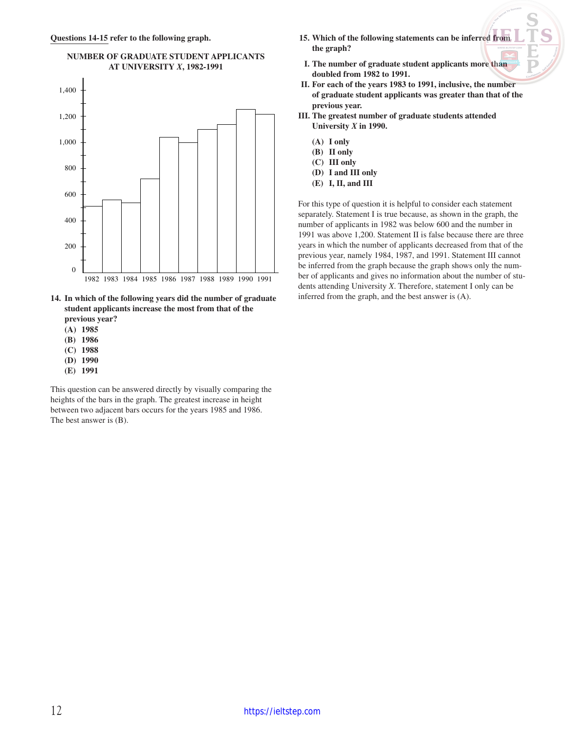**Questions 14-15** refer to the following graph.

**NUMBER OF GRADUATE STUDENT APPLICANTS AT UNIVERSITY *X*, 1982-1991**

1,400
1,200
1,000
800
600
400
200
0

1982 1983 1984 1985 1986 1987 1988 1989 1990 1991

**14. In which of the following years did the number of graduate student applicants increase the most from that of the previous year?**

**(A) 1985**
**(B) 1986**
**(C) 1988**
**(D) 1990**
**(E) 1991**

This question can be answered directly by visually comparing the heights of the bars in the graph. The greatest increase in height between two adjacent bars occurs for the years 1985 and 1986. The best answer is (B).

**15. Which of the following statements can be inferred from the graph?**

**I. The number of graduate student applicants more than doubled from 1982 to 1991.**
**II. For each of the years 1983 to 1991, inclusive, the number of graduate student applicants was greater than that of the previous year.**
**III. The greatest number of graduate students attended University *X* in 1990.**

**(A) I only**
**(B) II only**
**(C) III only**
**(D) I and III only**
**(E) I, II, and III**

For this type of question it is helpful to consider each statement separately. Statement I is true because, as shown in the graph, the number of applicants in 1982 was below 600 and the number in 1991 was above 1,200. Statement II is false because there are three years in which the number of applicants decreased from that of the previous year, namely 1984, 1987, and 1991. Statement III cannot be inferred from the graph because the graph shows only the number of applicants and gives no information about the number of students attending University *X*. Therefore, statement I only can be inferred from the graph, and the best answer is (A).